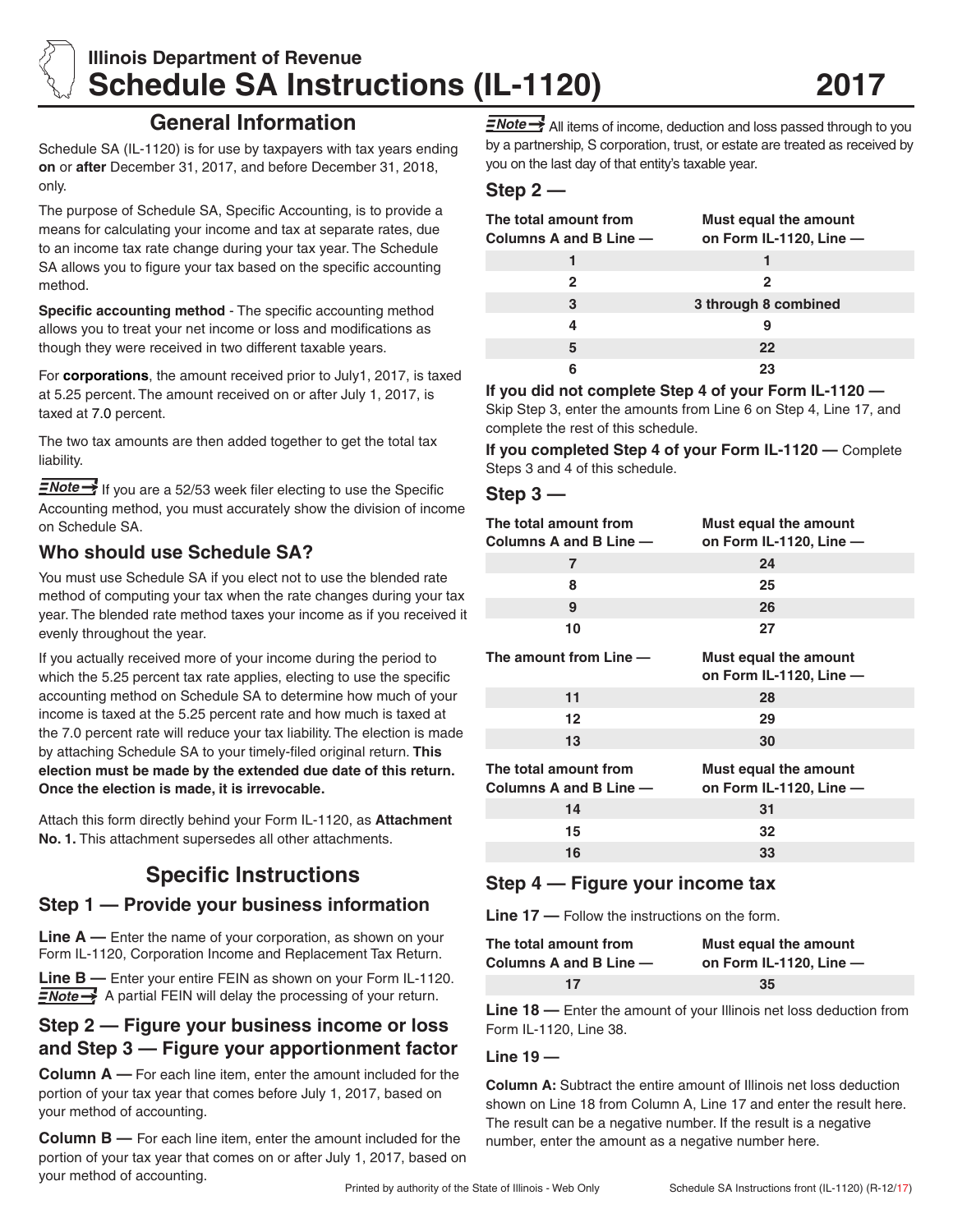# Illinois Department of Revenue
# Schedule SA Instructions (IL-1120) 2017

## General Information

Schedule SA (IL-1120) is for use by taxpayers with tax years ending **on** or **after** December 31, 2017, and before December 31, 2018, only.

The purpose of Schedule SA, Specific Accounting, is to provide a means for calculating your income and tax at separate rates, due to an income tax rate change during your tax year. The Schedule SA allows you to figure your tax based on the specific accounting method.

**Specific accounting method** - The specific accounting method allows you to treat your net income or loss and modifications as though they were received in two different taxable years.

For **corporations**, the amount received prior to July1, 2017, is taxed at 5.25 percent. The amount received on or after July 1, 2017, is taxed at 7.0 percent.

The two tax amounts are then added together to get the total tax liability.

***Note*** If you are a 52/53 week filer electing to use the Specific Accounting method, you must accurately show the division of income on Schedule SA.

## Who should use Schedule SA?

You must use Schedule SA if you elect not to use the blended rate method of computing your tax when the rate changes during your tax year. The blended rate method taxes your income as if you received it evenly throughout the year.

If you actually received more of your income during the period to which the 5.25 percent tax rate applies, electing to use the specific accounting method on Schedule SA to determine how much of your income is taxed at the 5.25 percent rate and how much is taxed at the 7.0 percent rate will reduce your tax liability. The election is made by attaching Schedule SA to your timely-filed original return. **This election must be made by the extended due date of this return. Once the election is made, it is irrevocable.**

Attach this form directly behind your Form IL-1120, as **Attachment No. 1.** This attachment supersedes all other attachments.

## Specific Instructions

### Step 1 — Provide your business information

**Line A —** Enter the name of your corporation, as shown on your Form IL-1120, Corporation Income and Replacement Tax Return.

**Line B —** Enter your entire FEIN as shown on your Form IL-1120.
***Note*** A partial FEIN will delay the processing of your return.

### Step 2 — Figure your business income or loss and Step 3 — Figure your apportionment factor

**Column A —** For each line item, enter the amount included for the portion of your tax year that comes before July 1, 2017, based on your method of accounting.

**Column B —** For each line item, enter the amount included for the portion of your tax year that comes on or after July 1, 2017, based on your method of accounting.

***Note*** All items of income, deduction and loss passed through to you by a partnership, S corporation, trust, or estate are treated as received by you on the last day of that entity's taxable year.

### Step 2 —

| The total amount from Columns A and B Line — | Must equal the amount on Form IL-1120, Line — |
|---|---|
| 1 | 1 |
| 2 | 2 |
| 3 | 3 through 8 combined |
| 4 | 9 |
| 5 | 22 |
| 6 | 23 |

**If you did not complete Step 4 of your Form IL-1120 —** Skip Step 3, enter the amounts from Line 6 on Step 4, Line 17, and complete the rest of this schedule.

**If you completed Step 4 of your Form IL-1120 —** Complete Steps 3 and 4 of this schedule.

### Step 3 —

| The total amount from Columns A and B Line — | Must equal the amount on Form IL-1120, Line — |
|---|---|
| 7 | 24 |
| 8 | 25 |
| 9 | 26 |
| 10 | 27 |

| The amount from Line — | Must equal the amount on Form IL-1120, Line — |
|---|---|
| 11 | 28 |
| 12 | 29 |
| 13 | 30 |

| The total amount from Columns A and B Line — | Must equal the amount on Form IL-1120, Line — |
|---|---|
| 14 | 31 |
| 15 | 32 |
| 16 | 33 |

### Step 4 — Figure your income tax

**Line 17 —** Follow the instructions on the form.

| The total amount from Columns A and B Line — | Must equal the amount on Form IL-1120, Line — |
|---|---|
| 17 | 35 |

**Line 18 —** Enter the amount of your Illinois net loss deduction from Form IL-1120, Line 38.

**Line 19 —**

**Column A:** Subtract the entire amount of Illinois net loss deduction shown on Line 18 from Column A, Line 17 and enter the result here. The result can be a negative number. If the result is a negative number, enter the amount as a negative number here.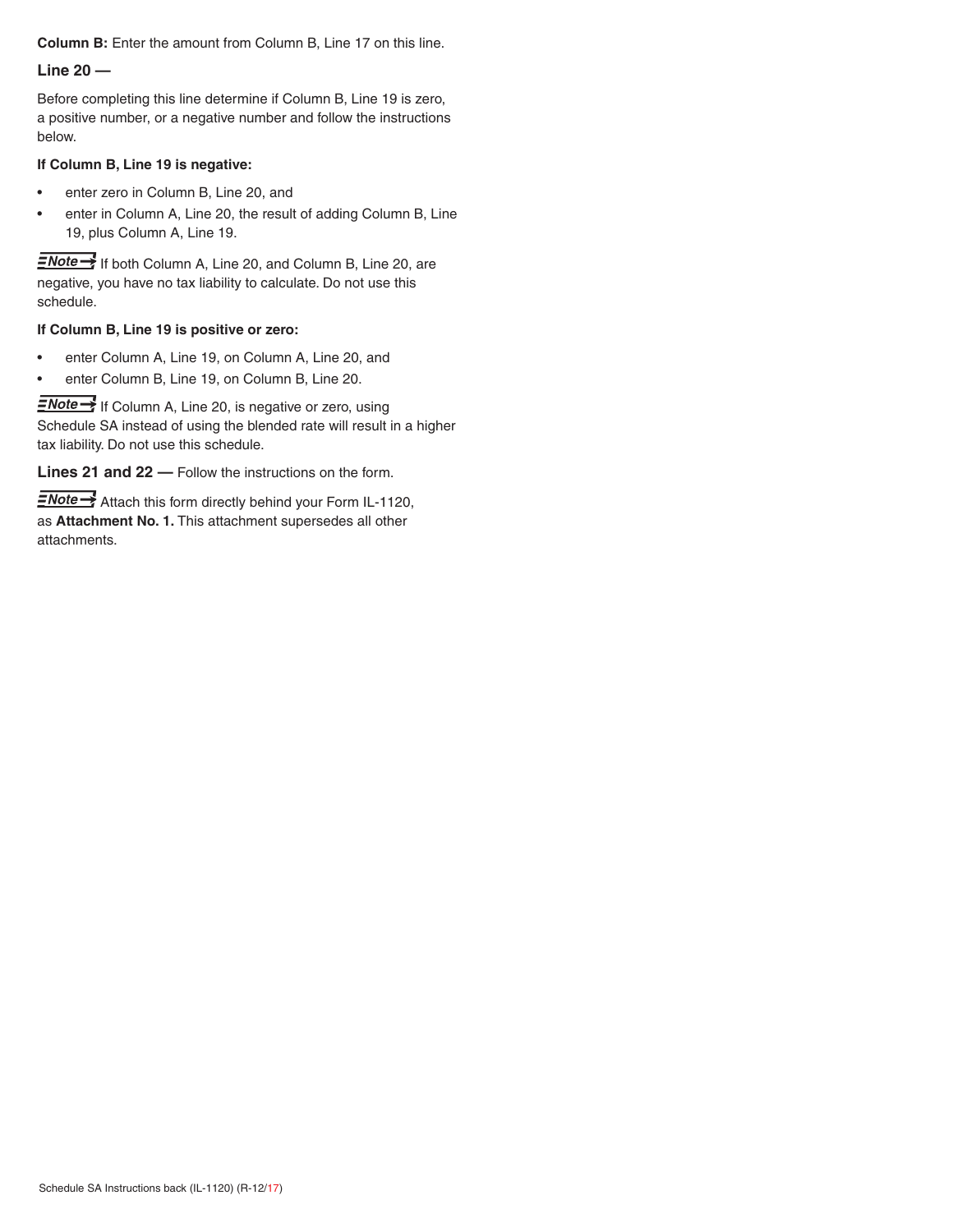**Column B:** Enter the amount from Column B, Line 17 on this line.

### Line 20 —

Before completing this line determine if Column B, Line 19 is zero, a positive number, or a negative number and follow the instructions below.

**If Column B, Line 19 is negative:**

- enter zero in Column B, Line 20, and
- enter in Column A, Line 20, the result of adding Column B, Line 19, plus Column A, Line 19.

**Note →** If both Column A, Line 20, and Column B, Line 20, are negative, you have no tax liability to calculate. Do not use this schedule.

**If Column B, Line 19 is positive or zero:**

- enter Column A, Line 19, on Column A, Line 20, and
- enter Column B, Line 19, on Column B, Line 20.

**Note →** If Column A, Line 20, is negative or zero, using Schedule SA instead of using the blended rate will result in a higher tax liability. Do not use this schedule.

**Lines 21 and 22 —** Follow the instructions on the form.

**Note →** Attach this form directly behind your Form IL-1120, as **Attachment No. 1.** This attachment supersedes all other attachments.

Schedule SA Instructions back (IL-1120) (R-12/17)